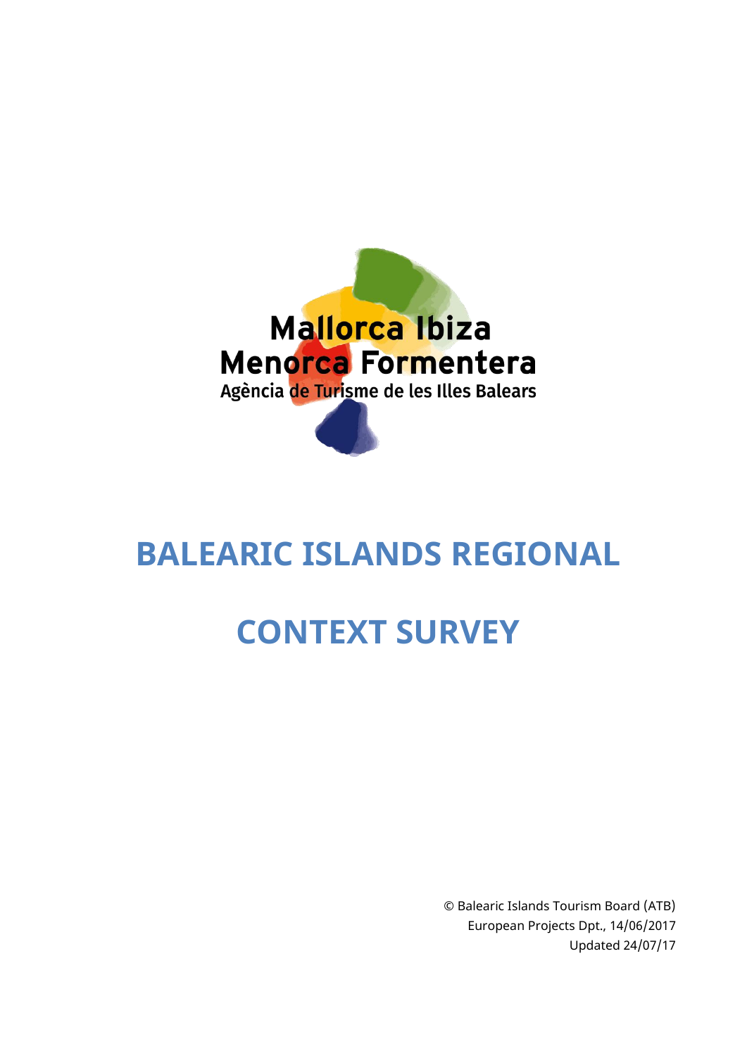Mallorca Ibiza
Menorca Formentera
Agència de Turisme de les Illes Balears

# BALEARIC ISLANDS REGIONAL CONTEXT SURVEY

© Balearic Islands Tourism Board (ATB)
European Projects Dpt., 14/06/2017
Updated 24/07/17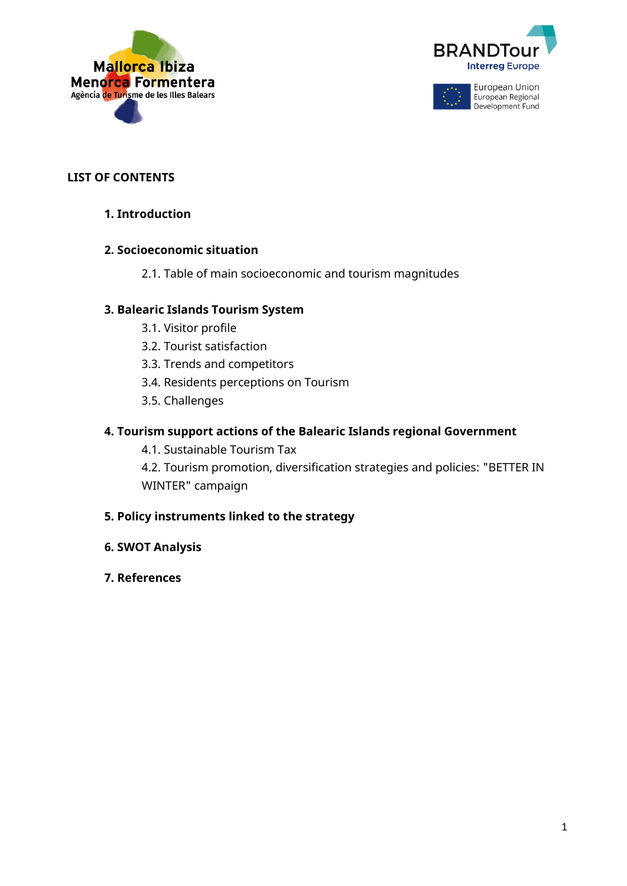## LIST OF CONTENTS

**1. Introduction**

**2. Socioeconomic situation**

2.1. Table of main socioeconomic and tourism magnitudes

**3. Balearic Islands Tourism System**

3.1. Visitor profile

3.2. Tourist satisfaction

3.3. Trends and competitors

3.4. Residents perceptions on Tourism

3.5. Challenges

**4. Tourism support actions of the Balearic Islands regional Government**

4.1. Sustainable Tourism Tax

4.2. Tourism promotion, diversification strategies and policies: "BETTER IN WINTER" campaign

**5. Policy instruments linked to the strategy**

**6. SWOT Analysis**

**7. References**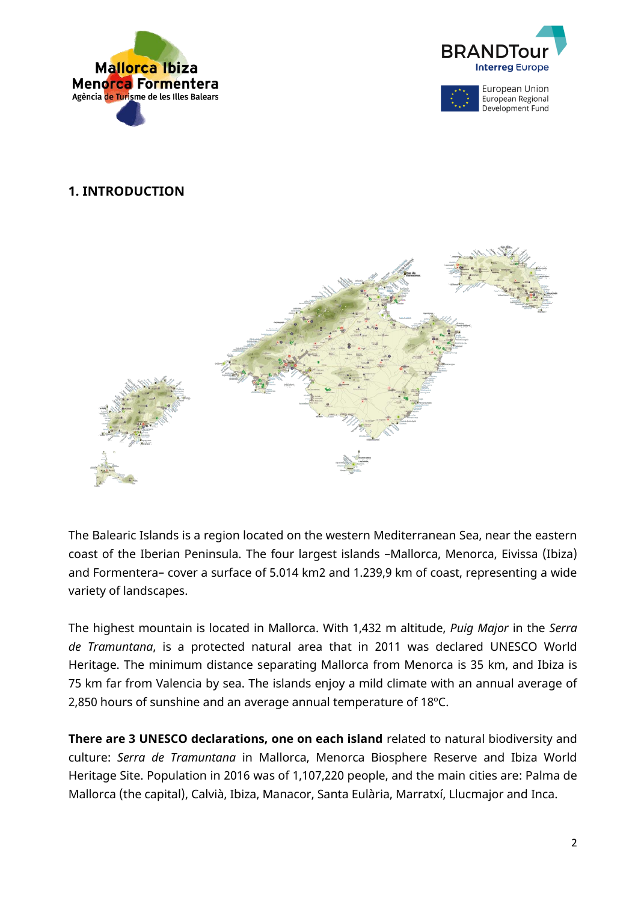## 1. INTRODUCTION

The Balearic Islands is a region located on the western Mediterranean Sea, near the eastern coast of the Iberian Peninsula. The four largest islands –Mallorca, Menorca, Eivissa (Ibiza) and Formentera– cover a surface of 5.014 km2 and 1.239,9 km of coast, representing a wide variety of landscapes.

The highest mountain is located in Mallorca. With 1,432 m altitude, *Puig Major* in the *Serra de Tramuntana*, is a protected natural area that in 2011 was declared UNESCO World Heritage. The minimum distance separating Mallorca from Menorca is 35 km, and Ibiza is 75 km far from Valencia by sea. The islands enjoy a mild climate with an annual average of 2,850 hours of sunshine and an average annual temperature of 18ºC.

**There are 3 UNESCO declarations, one on each island** related to natural biodiversity and culture: *Serra de Tramuntana* in Mallorca, Menorca Biosphere Reserve and Ibiza World Heritage Site. Population in 2016 was of 1,107,220 people, and the main cities are: Palma de Mallorca (the capital), Calvià, Ibiza, Manacor, Santa Eulària, Marratxí, Llucmajor and Inca.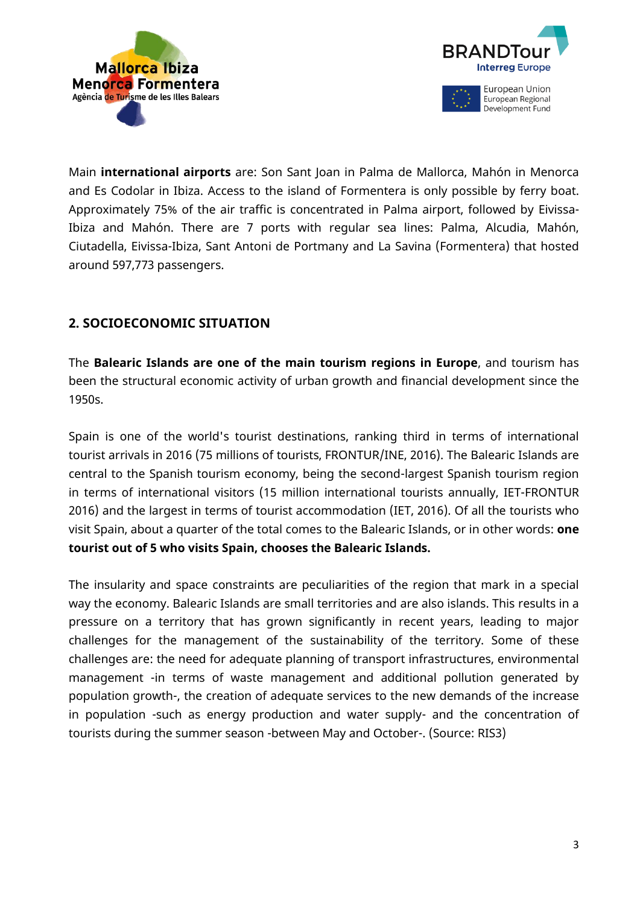Main **international airports** are: Son Sant Joan in Palma de Mallorca, Mahón in Menorca and Es Codolar in Ibiza. Access to the island of Formentera is only possible by ferry boat. Approximately 75% of the air traffic is concentrated in Palma airport, followed by Eivissa-Ibiza and Mahón. There are 7 ports with regular sea lines: Palma, Alcudia, Mahón, Ciutadella, Eivissa-Ibiza, Sant Antoni de Portmany and La Savina (Formentera) that hosted around 597,773 passengers.

## 2. SOCIOECONOMIC SITUATION

The **Balearic Islands are one of the main tourism regions in Europe**, and tourism has been the structural economic activity of urban growth and financial development since the 1950s.

Spain is one of the world's tourist destinations, ranking third in terms of international tourist arrivals in 2016 (75 millions of tourists, FRONTUR/INE, 2016). The Balearic Islands are central to the Spanish tourism economy, being the second-largest Spanish tourism region in terms of international visitors (15 million international tourists annually, IET-FRONTUR 2016) and the largest in terms of tourist accommodation (IET, 2016). Of all the tourists who visit Spain, about a quarter of the total comes to the Balearic Islands, or in other words: **one tourist out of 5 who visits Spain, chooses the Balearic Islands.**

The insularity and space constraints are peculiarities of the region that mark in a special way the economy. Balearic Islands are small territories and are also islands. This results in a pressure on a territory that has grown significantly in recent years, leading to major challenges for the management of the sustainability of the territory. Some of these challenges are: the need for adequate planning of transport infrastructures, environmental management -in terms of waste management and additional pollution generated by population growth-, the creation of adequate services to the new demands of the increase in population -such as energy production and water supply- and the concentration of tourists during the summer season -between May and October-. (Source: RIS3)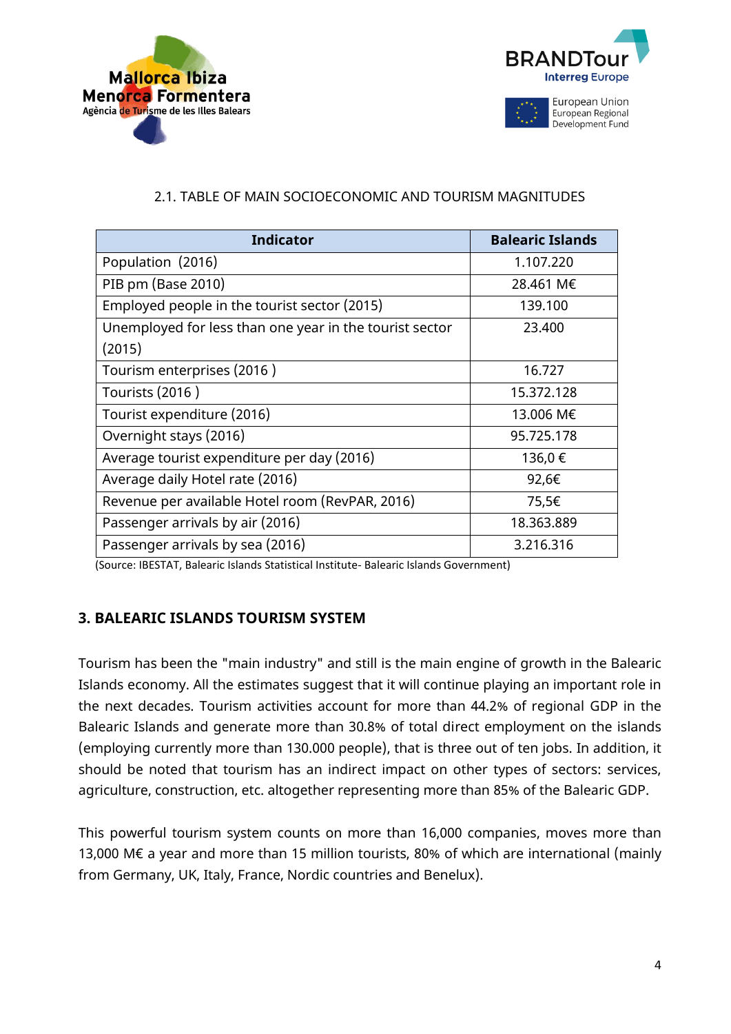2.1. TABLE OF MAIN SOCIOECONOMIC AND TOURISM MAGNITUDES

| Indicator | Balearic Islands |
|---|---|
| Population (2016) | 1.107.220 |
| PIB pm (Base 2010) | 28.461 M€ |
| Employed people in the tourist sector (2015) | 139.100 |
| Unemployed for less than one year in the tourist sector (2015) | 23.400 |
| Tourism enterprises (2016 ) | 16.727 |
| Tourists (2016 ) | 15.372.128 |
| Tourist expenditure (2016) | 13.006 M€ |
| Overnight stays (2016) | 95.725.178 |
| Average tourist expenditure per day (2016) | 136,0 € |
| Average daily Hotel rate (2016) | 92,6€ |
| Revenue per available Hotel room (RevPAR, 2016) | 75,5€ |
| Passenger arrivals by air (2016) | 18.363.889 |
| Passenger arrivals by sea (2016) | 3.216.316 |

(Source: IBESTAT, Balearic Islands Statistical Institute- Balearic Islands Government)

## 3. BALEARIC ISLANDS TOURISM SYSTEM

Tourism has been the "main industry" and still is the main engine of growth in the Balearic Islands economy. All the estimates suggest that it will continue playing an important role in the next decades. Tourism activities account for more than 44.2% of regional GDP in the Balearic Islands and generate more than 30.8% of total direct employment on the islands (employing currently more than 130.000 people), that is three out of ten jobs. In addition, it should be noted that tourism has an indirect impact on other types of sectors: services, agriculture, construction, etc. altogether representing more than 85% of the Balearic GDP.

This powerful tourism system counts on more than 16,000 companies, moves more than 13,000 M€ a year and more than 15 million tourists, 80% of which are international (mainly from Germany, UK, Italy, France, Nordic countries and Benelux).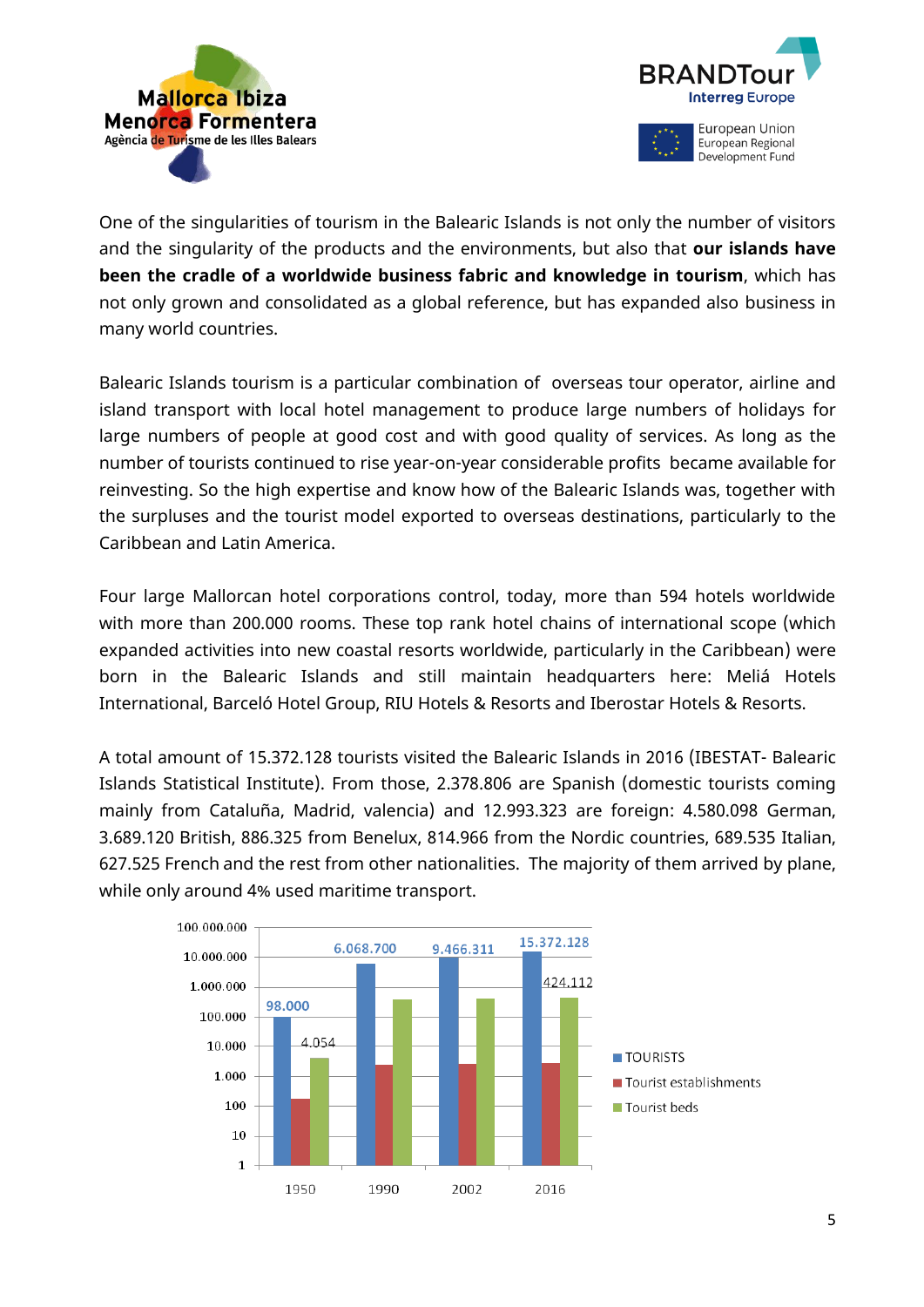One of the singularities of tourism in the Balearic Islands is not only the number of visitors and the singularity of the products and the environments, but also that **our islands have been the cradle of a worldwide business fabric and knowledge in tourism**, which has not only grown and consolidated as a global reference, but has expanded also business in many world countries.

Balearic Islands tourism is a particular combination of overseas tour operator, airline and island transport with local hotel management to produce large numbers of holidays for large numbers of people at good cost and with good quality of services. As long as the number of tourists continued to rise year-on-year considerable profits became available for reinvesting. So the high expertise and know how of the Balearic Islands was, together with the surpluses and the tourist model exported to overseas destinations, particularly to the Caribbean and Latin America.

Four large Mallorcan hotel corporations control, today, more than 594 hotels worldwide with more than 200.000 rooms. These top rank hotel chains of international scope (which expanded activities into new coastal resorts worldwide, particularly in the Caribbean) were born in the Balearic Islands and still maintain headquarters here: Meliá Hotels International, Barceló Hotel Group, RIU Hotels & Resorts and Iberostar Hotels & Resorts.

A total amount of 15.372.128 tourists visited the Balearic Islands in 2016 (IBESTAT- Balearic Islands Statistical Institute). From those, 2.378.806 are Spanish (domestic tourists coming mainly from Cataluña, Madrid, valencia) and 12.993.323 are foreign: 4.580.098 German, 3.689.120 British, 886.325 from Benelux, 814.966 from the Nordic countries, 689.535 Italian, 627.525 French and the rest from other nationalities. The majority of them arrived by plane, while only around 4% used maritime transport.

| | 1950 | 1990 | 2002 | 2016 |
|---|---|---|---|---|
| TOURISTS | 98.000 | 6.068.700 | 9.466.311 | 15.372.128 |
| Tourist establishments | | | | |
| Tourist beds | 4.054 | | | 424.112 |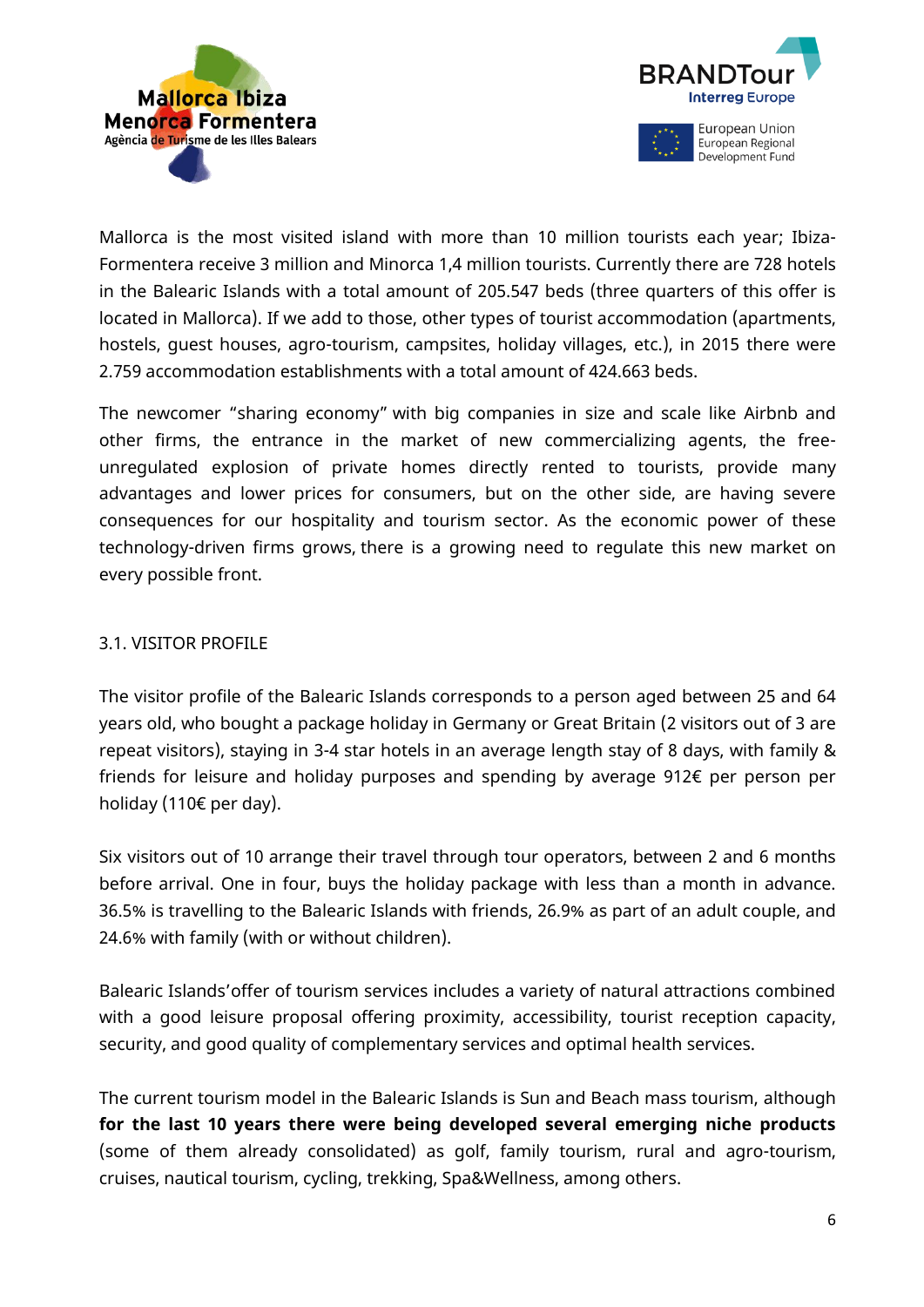Mallorca is the most visited island with more than 10 million tourists each year; Ibiza-Formentera receive 3 million and Minorca 1,4 million tourists. Currently there are 728 hotels in the Balearic Islands with a total amount of 205.547 beds (three quarters of this offer is located in Mallorca). If we add to those, other types of tourist accommodation (apartments, hostels, guest houses, agro-tourism, campsites, holiday villages, etc.), in 2015 there were 2.759 accommodation establishments with a total amount of 424.663 beds.

The newcomer "sharing economy" with big companies in size and scale like Airbnb and other firms, the entrance in the market of new commercializing agents, the free-unregulated explosion of private homes directly rented to tourists, provide many advantages and lower prices for consumers, but on the other side, are having severe consequences for our hospitality and tourism sector. As the economic power of these technology-driven firms grows, there is a growing need to regulate this new market on every possible front.

### 3.1. VISITOR PROFILE

The visitor profile of the Balearic Islands corresponds to a person aged between 25 and 64 years old, who bought a package holiday in Germany or Great Britain (2 visitors out of 3 are repeat visitors), staying in 3-4 star hotels in an average length stay of 8 days, with family & friends for leisure and holiday purposes and spending by average 912€ per person per holiday (110€ per day).

Six visitors out of 10 arrange their travel through tour operators, between 2 and 6 months before arrival. One in four, buys the holiday package with less than a month in advance. 36.5% is travelling to the Balearic Islands with friends, 26.9% as part of an adult couple, and 24.6% with family (with or without children).

Balearic Islands'offer of tourism services includes a variety of natural attractions combined with a good leisure proposal offering proximity, accessibility, tourist reception capacity, security, and good quality of complementary services and optimal health services.

The current tourism model in the Balearic Islands is Sun and Beach mass tourism, although **for the last 10 years there were being developed several emerging niche products** (some of them already consolidated) as golf, family tourism, rural and agro-tourism, cruises, nautical tourism, cycling, trekking, Spa&Wellness, among others.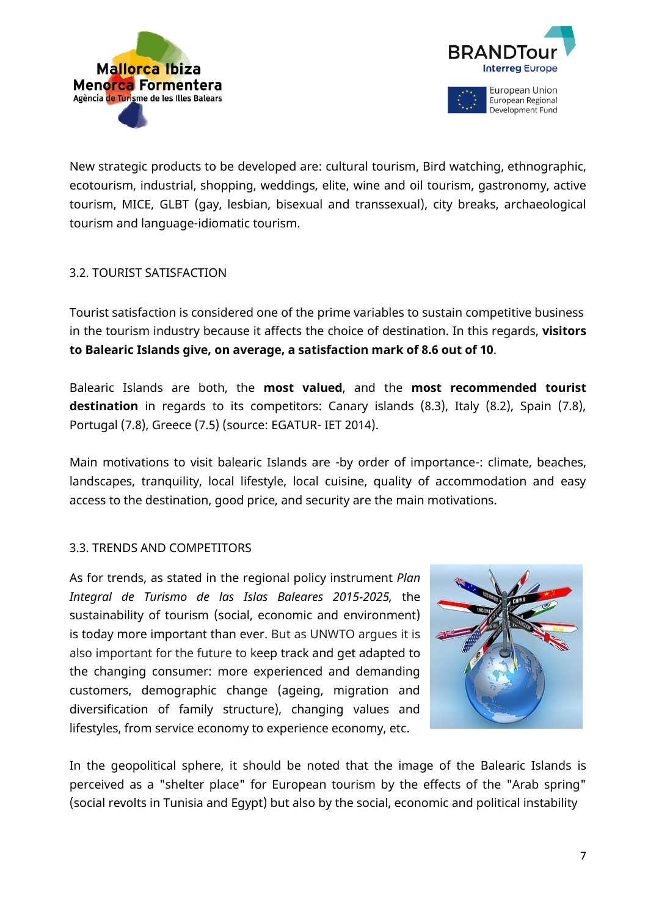New strategic products to be developed are: cultural tourism, Bird watching, ethnographic, ecotourism, industrial, shopping, weddings, elite, wine and oil tourism, gastronomy, active tourism, MICE, GLBT (gay, lesbian, bisexual and transsexual), city breaks, archaeological tourism and language-idiomatic tourism.

## 3.2. TOURIST SATISFACTION

Tourist satisfaction is considered one of the prime variables to sustain competitive business in the tourism industry because it affects the choice of destination. In this regards, **visitors to Balearic Islands give, on average, a satisfaction mark of 8.6 out of 10**.

Balearic Islands are both, the **most valued**, and the **most recommended tourist destination** in regards to its competitors: Canary islands (8.3), Italy (8.2), Spain (7.8), Portugal (7.8), Greece (7.5) (source: EGATUR- IET 2014).

Main motivations to visit balearic Islands are -by order of importance-: climate, beaches, landscapes, tranquility, local lifestyle, local cuisine, quality of accommodation and easy access to the destination, good price, and security are the main motivations.

## 3.3. TRENDS AND COMPETITORS

As for trends, as stated in the regional policy instrument *Plan Integral de Turismo de las Islas Baleares 2015-2025,* the sustainability of tourism (social, economic and environment) is today more important than ever. But as UNWTO argues it is also important for the future to keep track and get adapted to the changing consumer: more experienced and demanding customers, demographic change (ageing, migration and diversification of family structure), changing values and lifestyles, from service economy to experience economy, etc.

In the geopolitical sphere, it should be noted that the image of the Balearic Islands is perceived as a "shelter place" for European tourism by the effects of the "Arab spring" (social revolts in Tunisia and Egypt) but also by the social, economic and political instability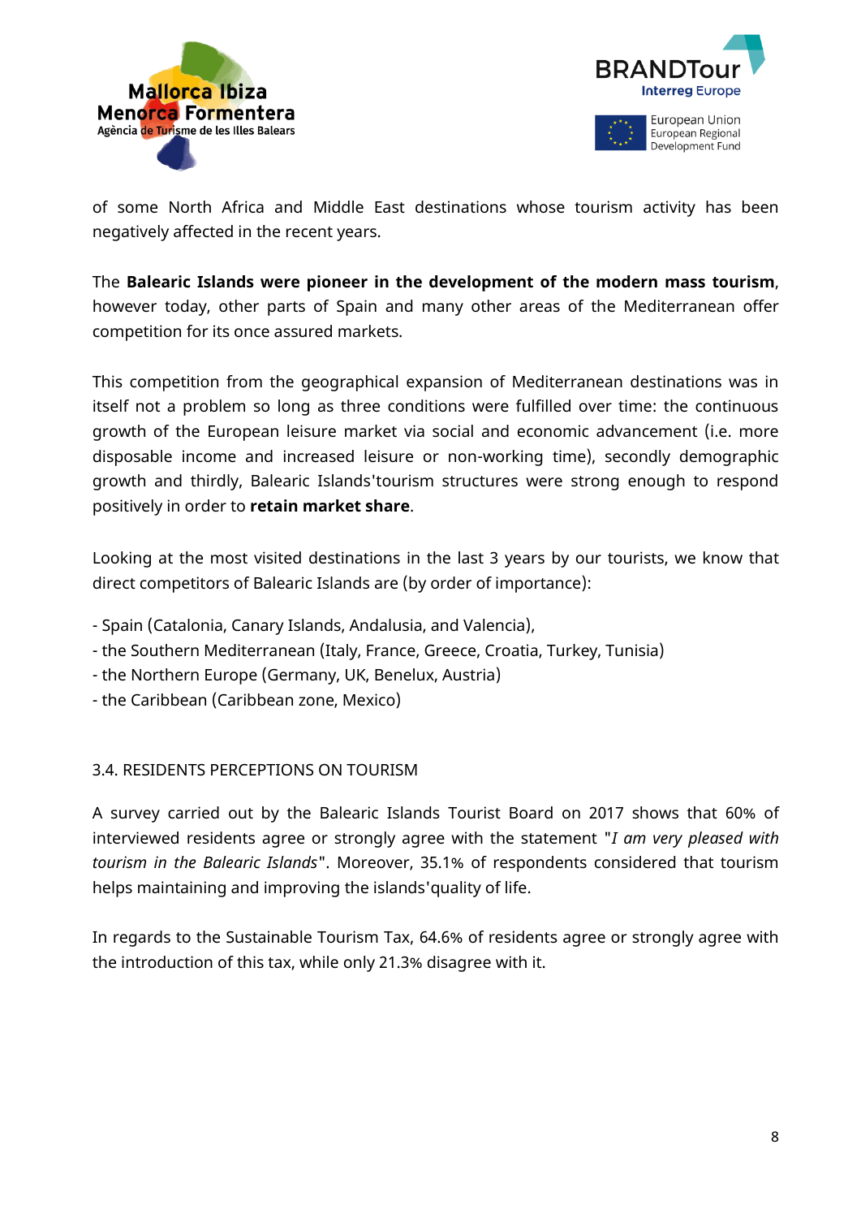of some North Africa and Middle East destinations whose tourism activity has been negatively affected in the recent years.

The **Balearic Islands were pioneer in the development of the modern mass tourism**, however today, other parts of Spain and many other areas of the Mediterranean offer competition for its once assured markets.

This competition from the geographical expansion of Mediterranean destinations was in itself not a problem so long as three conditions were fulfilled over time: the continuous growth of the European leisure market via social and economic advancement (i.e. more disposable income and increased leisure or non-working time), secondly demographic growth and thirdly, Balearic Islands'tourism structures were strong enough to respond positively in order to **retain market share**.

Looking at the most visited destinations in the last 3 years by our tourists, we know that direct competitors of Balearic Islands are (by order of importance):

- Spain (Catalonia, Canary Islands, Andalusia, and Valencia),
- the Southern Mediterranean (Italy, France, Greece, Croatia, Turkey, Tunisia)
- the Northern Europe (Germany, UK, Benelux, Austria)
- the Caribbean (Caribbean zone, Mexico)

## 3.4. RESIDENTS PERCEPTIONS ON TOURISM

A survey carried out by the Balearic Islands Tourist Board on 2017 shows that 60% of interviewed residents agree or strongly agree with the statement "*I am very pleased with tourism in the Balearic Islands*". Moreover, 35.1% of respondents considered that tourism helps maintaining and improving the islands'quality of life.

In regards to the Sustainable Tourism Tax, 64.6% of residents agree or strongly agree with the introduction of this tax, while only 21.3% disagree with it.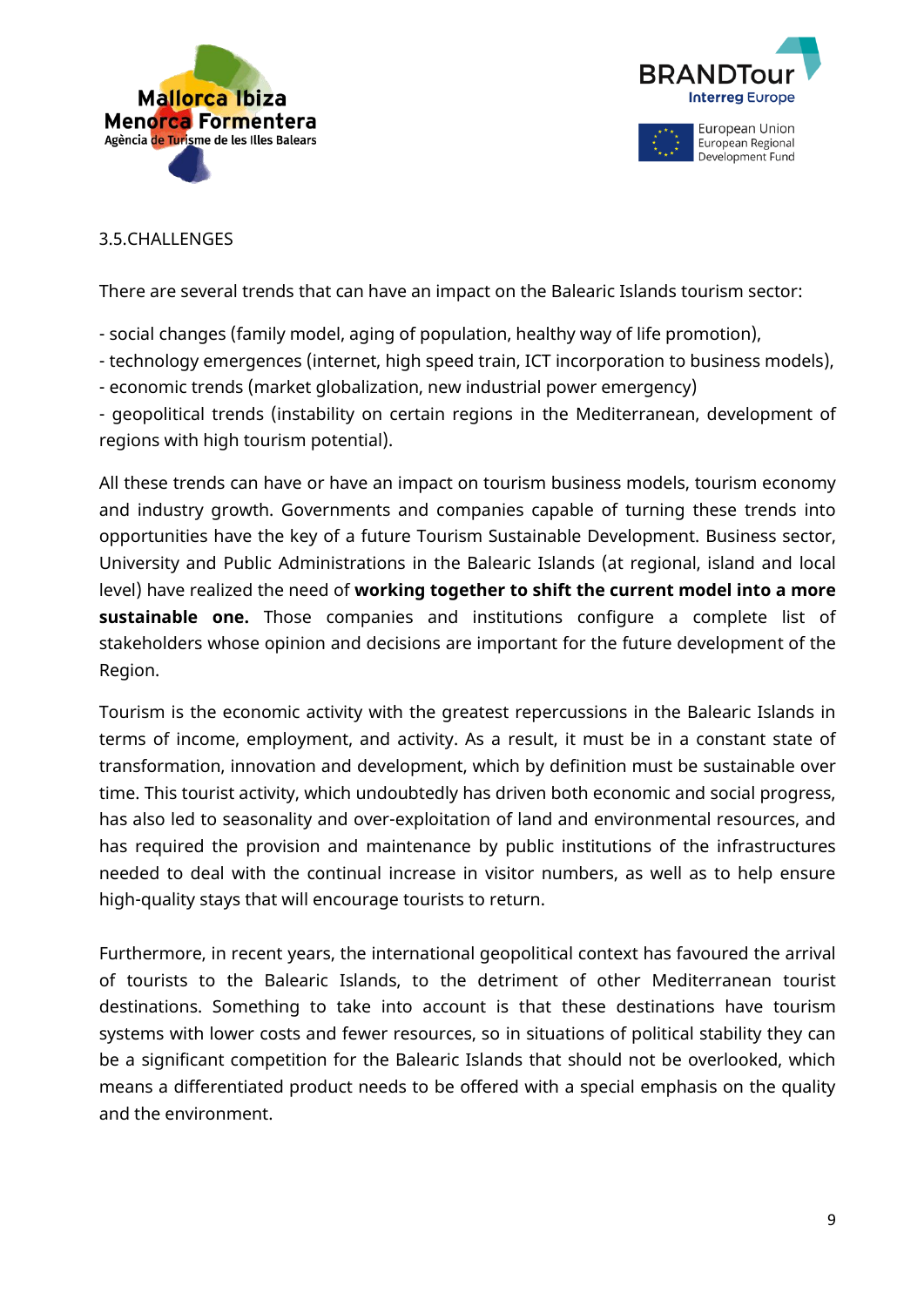## 3.5.CHALLENGES

There are several trends that can have an impact on the Balearic Islands tourism sector:

- social changes (family model, aging of population, healthy way of life promotion),
- technology emergences (internet, high speed train, ICT incorporation to business models),
- economic trends (market globalization, new industrial power emergency)
- geopolitical trends (instability on certain regions in the Mediterranean, development of regions with high tourism potential).

All these trends can have or have an impact on tourism business models, tourism economy and industry growth. Governments and companies capable of turning these trends into opportunities have the key of a future Tourism Sustainable Development. Business sector, University and Public Administrations in the Balearic Islands (at regional, island and local level) have realized the need of **working together to shift the current model into a more sustainable one.** Those companies and institutions configure a complete list of stakeholders whose opinion and decisions are important for the future development of the Region.

Tourism is the economic activity with the greatest repercussions in the Balearic Islands in terms of income, employment, and activity. As a result, it must be in a constant state of transformation, innovation and development, which by definition must be sustainable over time. This tourist activity, which undoubtedly has driven both economic and social progress, has also led to seasonality and over-exploitation of land and environmental resources, and has required the provision and maintenance by public institutions of the infrastructures needed to deal with the continual increase in visitor numbers, as well as to help ensure high-quality stays that will encourage tourists to return.

Furthermore, in recent years, the international geopolitical context has favoured the arrival of tourists to the Balearic Islands, to the detriment of other Mediterranean tourist destinations. Something to take into account is that these destinations have tourism systems with lower costs and fewer resources, so in situations of political stability they can be a significant competition for the Balearic Islands that should not be overlooked, which means a differentiated product needs to be offered with a special emphasis on the quality and the environment.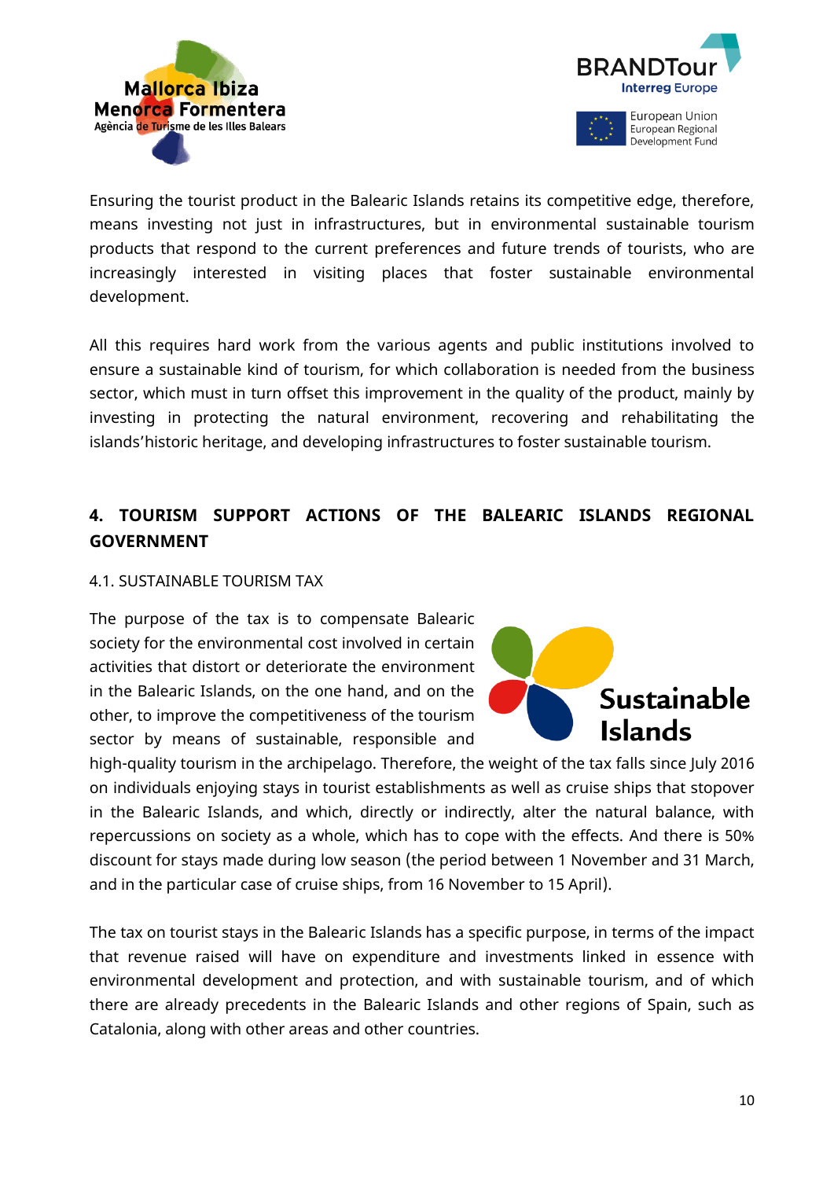Ensuring the tourist product in the Balearic Islands retains its competitive edge, therefore, means investing not just in infrastructures, but in environmental sustainable tourism products that respond to the current preferences and future trends of tourists, who are increasingly interested in visiting places that foster sustainable environmental development.

All this requires hard work from the various agents and public institutions involved to ensure a sustainable kind of tourism, for which collaboration is needed from the business sector, which must in turn offset this improvement in the quality of the product, mainly by investing in protecting the natural environment, recovering and rehabilitating the islands'historic heritage, and developing infrastructures to foster sustainable tourism.

## 4. TOURISM SUPPORT ACTIONS OF THE BALEARIC ISLANDS REGIONAL GOVERNMENT

### 4.1. SUSTAINABLE TOURISM TAX

The purpose of the tax is to compensate Balearic society for the environmental cost involved in certain activities that distort or deteriorate the environment in the Balearic Islands, on the one hand, and on the other, to improve the competitiveness of the tourism sector by means of sustainable, responsible and high-quality tourism in the archipelago. Therefore, the weight of the tax falls since July 2016 on individuals enjoying stays in tourist establishments as well as cruise ships that stopover in the Balearic Islands, and which, directly or indirectly, alter the natural balance, with repercussions on society as a whole, which has to cope with the effects. And there is 50% discount for stays made during low season (the period between 1 November and 31 March, and in the particular case of cruise ships, from 16 November to 15 April).

The tax on tourist stays in the Balearic Islands has a specific purpose, in terms of the impact that revenue raised will have on expenditure and investments linked in essence with environmental development and protection, and with sustainable tourism, and of which there are already precedents in the Balearic Islands and other regions of Spain, such as Catalonia, along with other areas and other countries.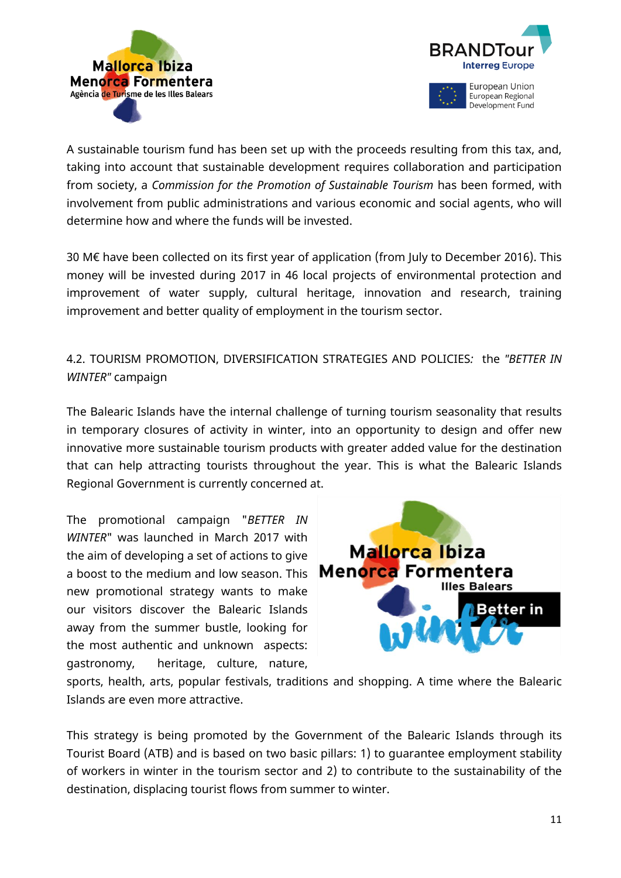A sustainable tourism fund has been set up with the proceeds resulting from this tax, and, taking into account that sustainable development requires collaboration and participation from society, a *Commission for the Promotion of Sustainable Tourism* has been formed, with involvement from public administrations and various economic and social agents, who will determine how and where the funds will be invested.

30 M€ have been collected on its first year of application (from July to December 2016). This money will be invested during 2017 in 46 local projects of environmental protection and improvement of water supply, cultural heritage, innovation and research, training improvement and better quality of employment in the tourism sector.

## 4.2. TOURISM PROMOTION, DIVERSIFICATION STRATEGIES AND POLICIES*:* the *"BETTER IN WINTER"* campaign

The Balearic Islands have the internal challenge of turning tourism seasonality that results in temporary closures of activity in winter, into an opportunity to design and offer new innovative more sustainable tourism products with greater added value for the destination that can help attracting tourists throughout the year. This is what the Balearic Islands Regional Government is currently concerned at.

The promotional campaign "*BETTER IN WINTER*" was launched in March 2017 with the aim of developing a set of actions to give a boost to the medium and low season. This new promotional strategy wants to make our visitors discover the Balearic Islands away from the summer bustle, looking for the most authentic and unknown aspects: gastronomy, heritage, culture, nature, sports, health, arts, popular festivals, traditions and shopping. A time where the Balearic Islands are even more attractive.

This strategy is being promoted by the Government of the Balearic Islands through its Tourist Board (ATB) and is based on two basic pillars: 1) to guarantee employment stability of workers in winter in the tourism sector and 2) to contribute to the sustainability of the destination, displacing tourist flows from summer to winter.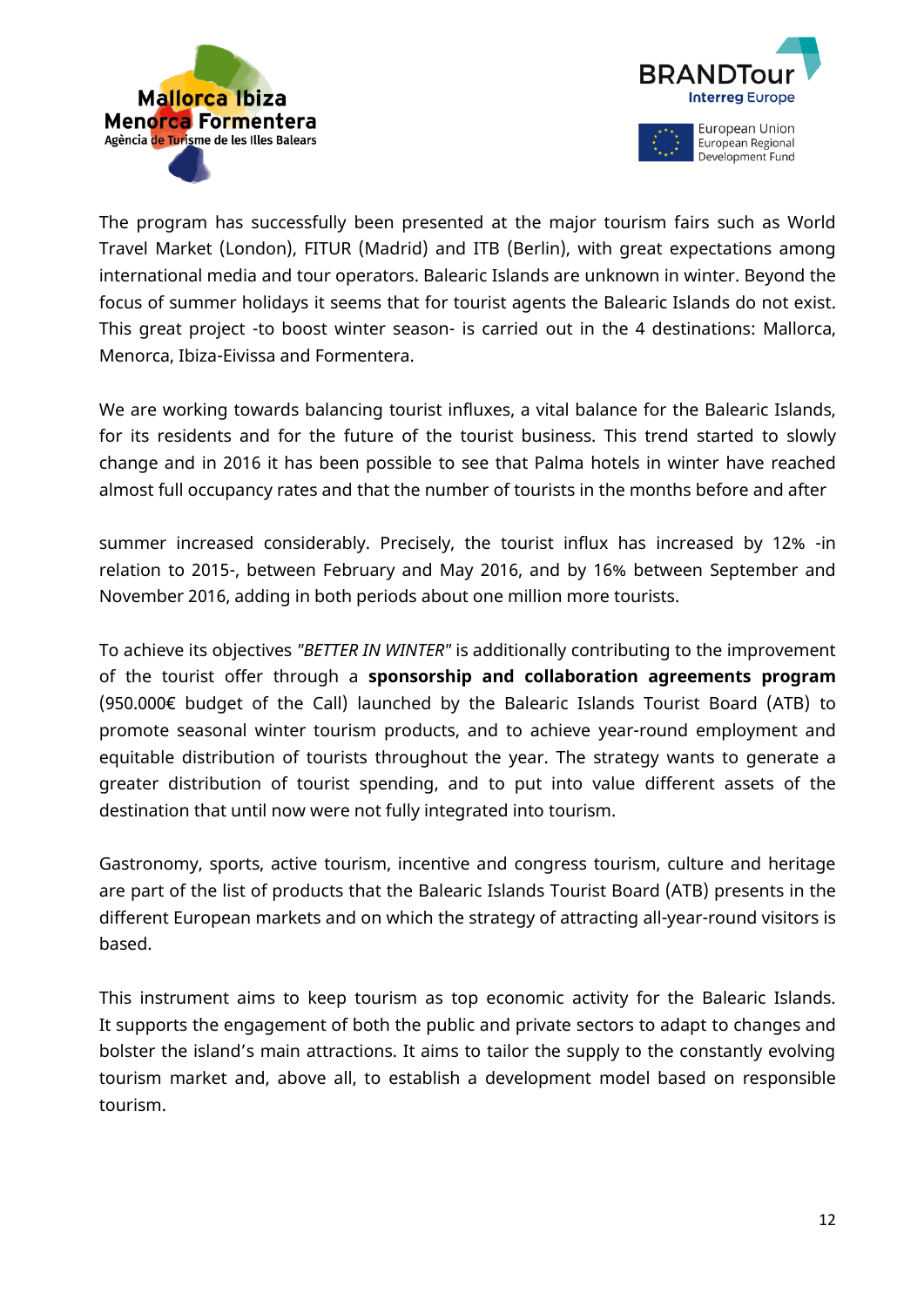The program has successfully been presented at the major tourism fairs such as World Travel Market (London), FITUR (Madrid) and ITB (Berlin), with great expectations among international media and tour operators. Balearic Islands are unknown in winter. Beyond the focus of summer holidays it seems that for tourist agents the Balearic Islands do not exist. This great project -to boost winter season- is carried out in the 4 destinations: Mallorca, Menorca, Ibiza-Eivissa and Formentera.

We are working towards balancing tourist influxes, a vital balance for the Balearic Islands, for its residents and for the future of the tourist business. This trend started to slowly change and in 2016 it has been possible to see that Palma hotels in winter have reached almost full occupancy rates and that the number of tourists in the months before and after summer increased considerably. Precisely, the tourist influx has increased by 12% -in relation to 2015-, between February and May 2016, and by 16% between September and November 2016, adding in both periods about one million more tourists.

To achieve its objectives *"BETTER IN WINTER"* is additionally contributing to the improvement of the tourist offer through a **sponsorship and collaboration agreements program** (950.000€ budget of the Call) launched by the Balearic Islands Tourist Board (ATB) to promote seasonal winter tourism products, and to achieve year-round employment and equitable distribution of tourists throughout the year. The strategy wants to generate a greater distribution of tourist spending, and to put into value different assets of the destination that until now were not fully integrated into tourism.

Gastronomy, sports, active tourism, incentive and congress tourism, culture and heritage are part of the list of products that the Balearic Islands Tourist Board (ATB) presents in the different European markets and on which the strategy of attracting all-year-round visitors is based.

This instrument aims to keep tourism as top economic activity for the Balearic Islands. It supports the engagement of both the public and private sectors to adapt to changes and bolster the island's main attractions. It aims to tailor the supply to the constantly evolving tourism market and, above all, to establish a development model based on responsible tourism.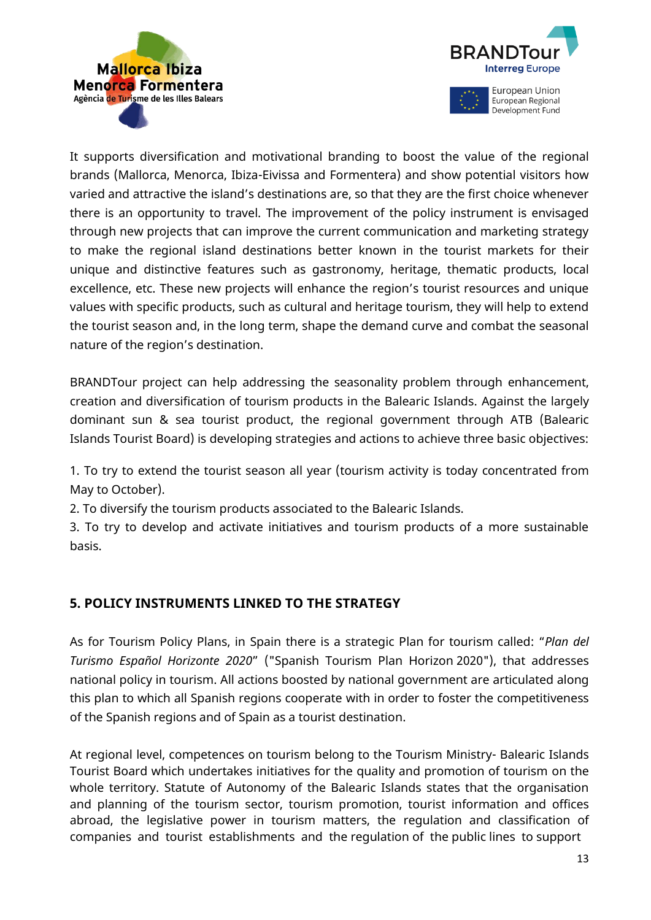It supports diversification and motivational branding to boost the value of the regional brands (Mallorca, Menorca, Ibiza-Eivissa and Formentera) and show potential visitors how varied and attractive the island's destinations are, so that they are the first choice whenever there is an opportunity to travel. The improvement of the policy instrument is envisaged through new projects that can improve the current communication and marketing strategy to make the regional island destinations better known in the tourist markets for their unique and distinctive features such as gastronomy, heritage, thematic products, local excellence, etc. These new projects will enhance the region's tourist resources and unique values with specific products, such as cultural and heritage tourism, they will help to extend the tourist season and, in the long term, shape the demand curve and combat the seasonal nature of the region's destination.

BRANDTour project can help addressing the seasonality problem through enhancement, creation and diversification of tourism products in the Balearic Islands. Against the largely dominant sun & sea tourist product, the regional government through ATB (Balearic Islands Tourist Board) is developing strategies and actions to achieve three basic objectives:

1. To try to extend the tourist season all year (tourism activity is today concentrated from May to October).
2. To diversify the tourism products associated to the Balearic Islands.
3. To try to develop and activate initiatives and tourism products of a more sustainable basis.

## 5. POLICY INSTRUMENTS LINKED TO THE STRATEGY

As for Tourism Policy Plans, in Spain there is a strategic Plan for tourism called: "*Plan del Turismo Español Horizonte 2020*" ("Spanish Tourism Plan Horizon 2020"), that addresses national policy in tourism. All actions boosted by national government are articulated along this plan to which all Spanish regions cooperate with in order to foster the competitiveness of the Spanish regions and of Spain as a tourist destination.

At regional level, competences on tourism belong to the Tourism Ministry- Balearic Islands Tourist Board which undertakes initiatives for the quality and promotion of tourism on the whole territory. Statute of Autonomy of the Balearic Islands states that the organisation and planning of the tourism sector, tourism promotion, tourist information and offices abroad, the legislative power in tourism matters, the regulation and classification of companies and tourist establishments and the regulation of the public lines to support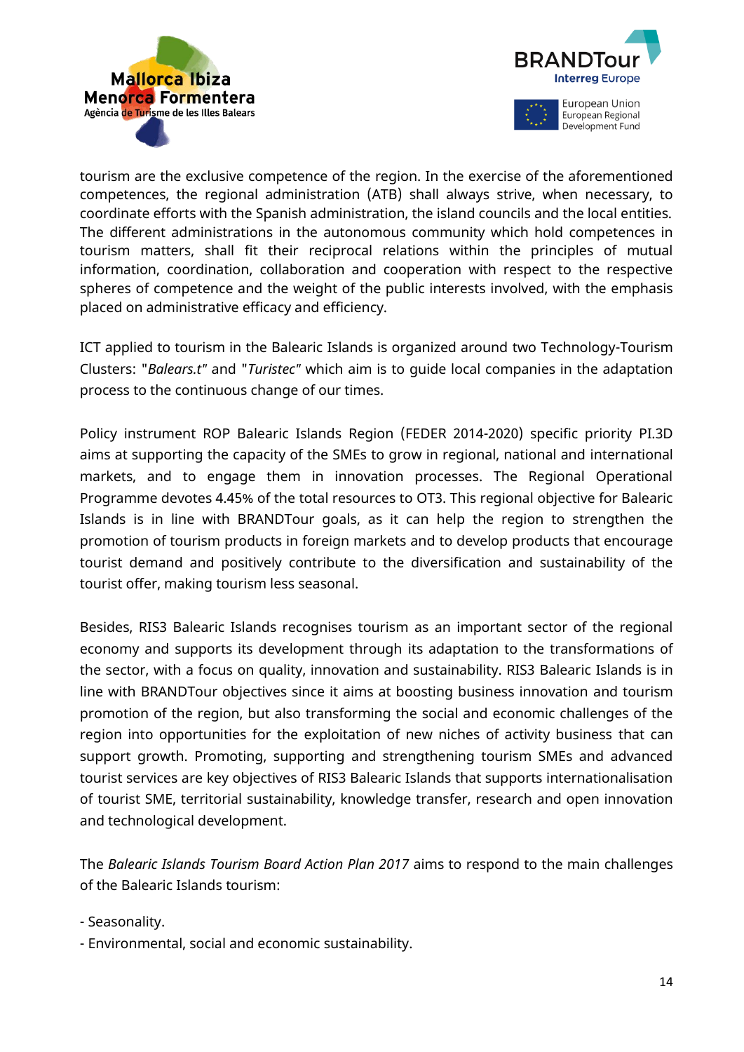tourism are the exclusive competence of the region. In the exercise of the aforementioned competences, the regional administration (ATB) shall always strive, when necessary, to coordinate efforts with the Spanish administration, the island councils and the local entities. The different administrations in the autonomous community which hold competences in tourism matters, shall fit their reciprocal relations within the principles of mutual information, coordination, collaboration and cooperation with respect to the respective spheres of competence and the weight of the public interests involved, with the emphasis placed on administrative efficacy and efficiency.

ICT applied to tourism in the Balearic Islands is organized around two Technology-Tourism Clusters: "*Balears.t*" and "*Turistec*" which aim is to guide local companies in the adaptation process to the continuous change of our times.

Policy instrument ROP Balearic Islands Region (FEDER 2014-2020) specific priority PI.3D aims at supporting the capacity of the SMEs to grow in regional, national and international markets, and to engage them in innovation processes. The Regional Operational Programme devotes 4.45% of the total resources to OT3. This regional objective for Balearic Islands is in line with BRANDTour goals, as it can help the region to strengthen the promotion of tourism products in foreign markets and to develop products that encourage tourist demand and positively contribute to the diversification and sustainability of the tourist offer, making tourism less seasonal.

Besides, RIS3 Balearic Islands recognises tourism as an important sector of the regional economy and supports its development through its adaptation to the transformations of the sector, with a focus on quality, innovation and sustainability. RIS3 Balearic Islands is in line with BRANDTour objectives since it aims at boosting business innovation and tourism promotion of the region, but also transforming the social and economic challenges of the region into opportunities for the exploitation of new niches of activity business that can support growth. Promoting, supporting and strengthening tourism SMEs and advanced tourist services are key objectives of RIS3 Balearic Islands that supports internationalisation of tourist SME, territorial sustainability, knowledge transfer, research and open innovation and technological development.

The *Balearic Islands Tourism Board Action Plan 2017* aims to respond to the main challenges of the Balearic Islands tourism:

- Seasonality.
- Environmental, social and economic sustainability.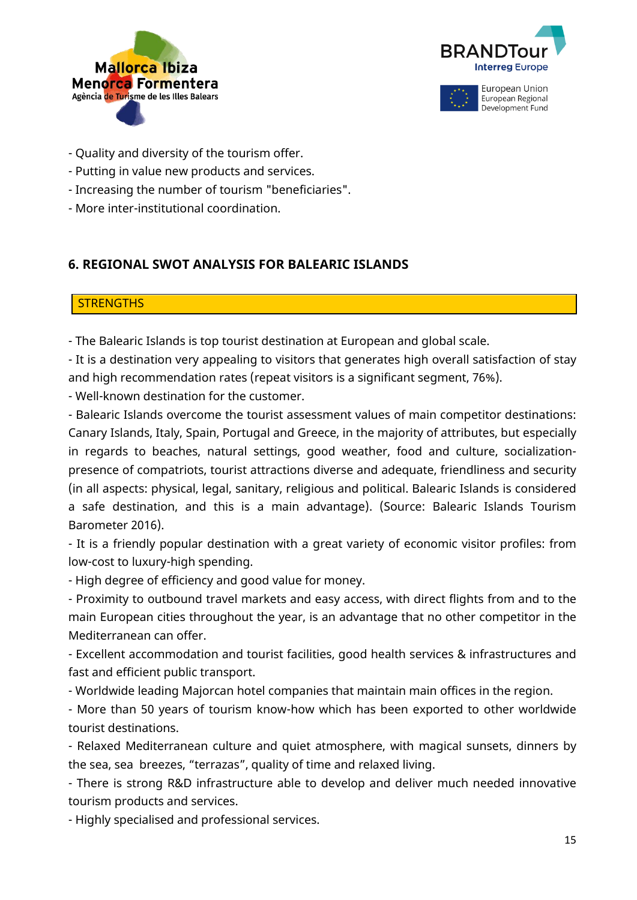- Quality and diversity of the tourism offer.
- Putting in value new products and services.
- Increasing the number of tourism "beneficiaries".
- More inter-institutional coordination.

## 6. REGIONAL SWOT ANALYSIS FOR BALEARIC ISLANDS

### STRENGTHS

- The Balearic Islands is top tourist destination at European and global scale.
- It is a destination very appealing to visitors that generates high overall satisfaction of stay and high recommendation rates (repeat visitors is a significant segment, 76%).
- Well-known destination for the customer.
- Balearic Islands overcome the tourist assessment values of main competitor destinations: Canary Islands, Italy, Spain, Portugal and Greece, in the majority of attributes, but especially in regards to beaches, natural settings, good weather, food and culture, socialization-presence of compatriots, tourist attractions diverse and adequate, friendliness and security (in all aspects: physical, legal, sanitary, religious and political. Balearic Islands is considered a safe destination, and this is a main advantage). (Source: Balearic Islands Tourism Barometer 2016).
- It is a friendly popular destination with a great variety of economic visitor profiles: from low-cost to luxury-high spending.
- High degree of efficiency and good value for money.
- Proximity to outbound travel markets and easy access, with direct flights from and to the main European cities throughout the year, is an advantage that no other competitor in the Mediterranean can offer.
- Excellent accommodation and tourist facilities, good health services & infrastructures and fast and efficient public transport.
- Worldwide leading Majorcan hotel companies that maintain main offices in the region.
- More than 50 years of tourism know-how which has been exported to other worldwide tourist destinations.
- Relaxed Mediterranean culture and quiet atmosphere, with magical sunsets, dinners by the sea, sea breezes, “terrazas”, quality of time and relaxed living.
- There is strong R&D infrastructure able to develop and deliver much needed innovative tourism products and services.
- Highly specialised and professional services.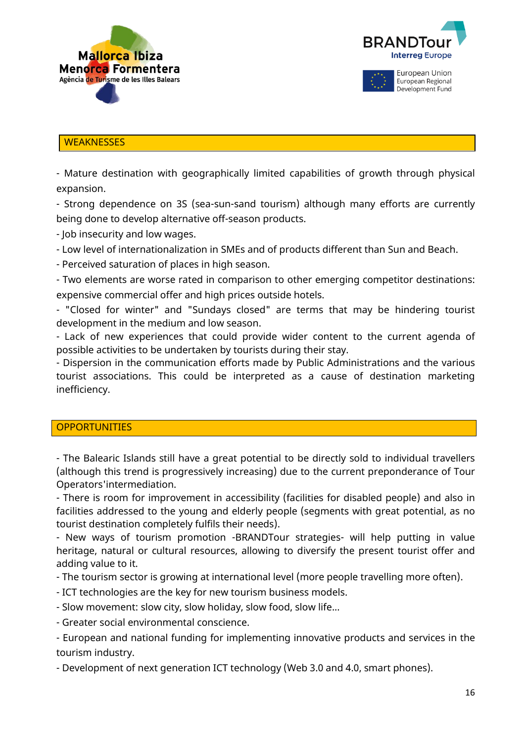## WEAKNESSES

- Mature destination with geographically limited capabilities of growth through physical expansion.
- Strong dependence on 3S (sea-sun-sand tourism) although many efforts are currently being done to develop alternative off-season products.
- Job insecurity and low wages.
- Low level of internationalization in SMEs and of products different than Sun and Beach.
- Perceived saturation of places in high season.
- Two elements are worse rated in comparison to other emerging competitor destinations: expensive commercial offer and high prices outside hotels.
- "Closed for winter" and "Sundays closed" are terms that may be hindering tourist development in the medium and low season.
- Lack of new experiences that could provide wider content to the current agenda of possible activities to be undertaken by tourists during their stay.
- Dispersion in the communication efforts made by Public Administrations and the various tourist associations. This could be interpreted as a cause of destination marketing inefficiency.

## OPPORTUNITIES

- The Balearic Islands still have a great potential to be directly sold to individual travellers (although this trend is progressively increasing) due to the current preponderance of Tour Operators'intermediation.
- There is room for improvement in accessibility (facilities for disabled people) and also in facilities addressed to the young and elderly people (segments with great potential, as no tourist destination completely fulfils their needs).
- New ways of tourism promotion -BRANDTour strategies- will help putting in value heritage, natural or cultural resources, allowing to diversify the present tourist offer and adding value to it.
- The tourism sector is growing at international level (more people travelling more often).
- ICT technologies are the key for new tourism business models.
- Slow movement: slow city, slow holiday, slow food, slow life...
- Greater social environmental conscience.
- European and national funding for implementing innovative products and services in the tourism industry.
- Development of next generation ICT technology (Web 3.0 and 4.0, smart phones).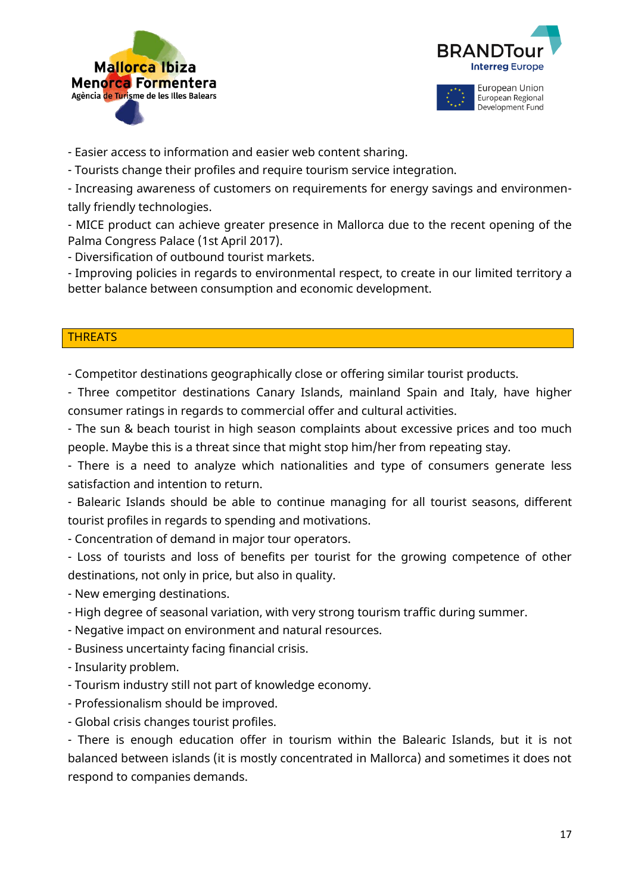- Easier access to information and easier web content sharing.

- Tourists change their profiles and require tourism service integration.

- Increasing awareness of customers on requirements for energy savings and environmentally friendly technologies.

- MICE product can achieve greater presence in Mallorca due to the recent opening of the Palma Congress Palace (1st April 2017).

- Diversification of outbound tourist markets.

- Improving policies in regards to environmental respect, to create in our limited territory a better balance between consumption and economic development.

## THREATS

- Competitor destinations geographically close or offering similar tourist products.

- Three competitor destinations Canary Islands, mainland Spain and Italy, have higher consumer ratings in regards to commercial offer and cultural activities.

- The sun & beach tourist in high season complaints about excessive prices and too much people. Maybe this is a threat since that might stop him/her from repeating stay.

- There is a need to analyze which nationalities and type of consumers generate less satisfaction and intention to return.

- Balearic Islands should be able to continue managing for all tourist seasons, different tourist profiles in regards to spending and motivations.

- Concentration of demand in major tour operators.

- Loss of tourists and loss of benefits per tourist for the growing competence of other destinations, not only in price, but also in quality.

- New emerging destinations.

- High degree of seasonal variation, with very strong tourism traffic during summer.

- Negative impact on environment and natural resources.

- Business uncertainty facing financial crisis.

- Insularity problem.

- Tourism industry still not part of knowledge economy.

- Professionalism should be improved.

- Global crisis changes tourist profiles.

- There is enough education offer in tourism within the Balearic Islands, but it is not balanced between islands (it is mostly concentrated in Mallorca) and sometimes it does not respond to companies demands.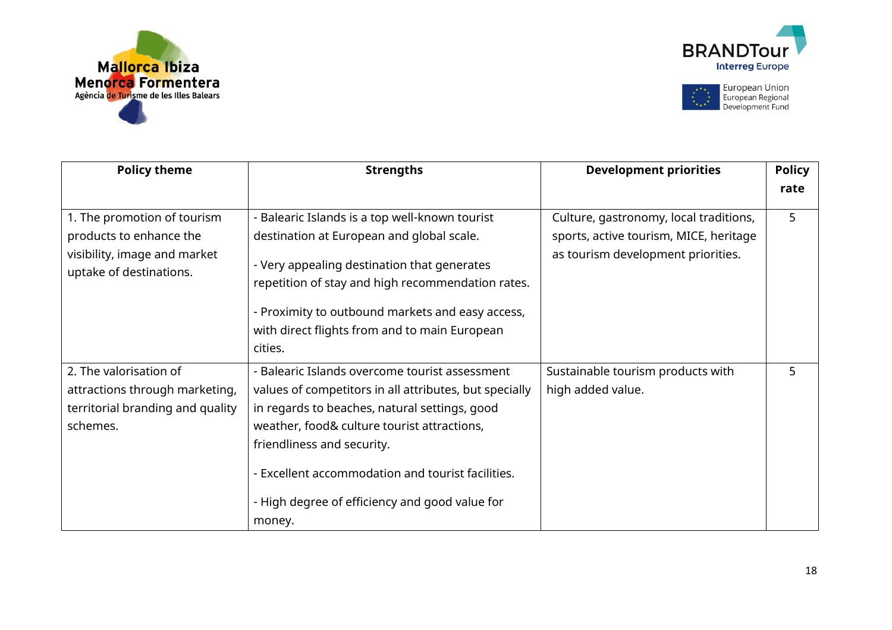| Policy theme | Strengths | Development priorities | Policy rate |
|---|---|---|---|
| 1. The promotion of tourism products to enhance the visibility, image and market uptake of destinations. | - Balearic Islands is a top well-known tourist destination at European and global scale.<br>- Very appealing destination that generates repetition of stay and high recommendation rates.<br>- Proximity to outbound markets and easy access, with direct flights from and to main European cities. | Culture, gastronomy, local traditions, sports, active tourism, MICE, heritage as tourism development priorities. | 5 |
| 2. The valorisation of attractions through marketing, territorial branding and quality schemes. | - Balearic Islands overcome tourist assessment values of competitors in all attributes, but specially in regards to beaches, natural settings, good weather, food& culture tourist attractions, friendliness and security.<br>- Excellent accommodation and tourist facilities.<br>- High degree of efficiency and good value for money. | Sustainable tourism products with high added value. | 5 |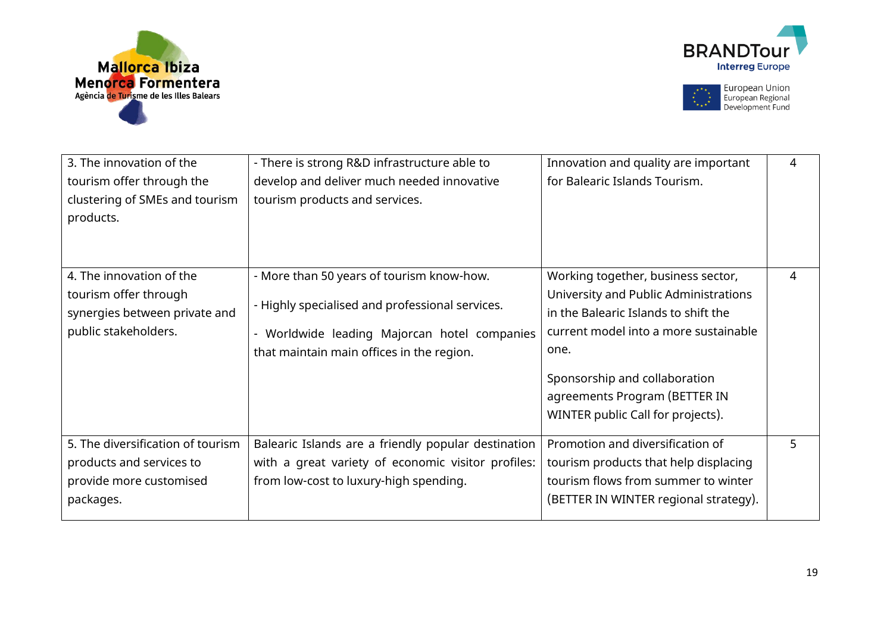| | | | |
|---|---|---|---|
| 3. The innovation of the tourism offer through the clustering of SMEs and tourism products. | - There is strong R&D infrastructure able to develop and deliver much needed innovative tourism products and services. | Innovation and quality are important for Balearic Islands Tourism. | 4 |
| 4. The innovation of the tourism offer through synergies between private and public stakeholders. | - More than 50 years of tourism know-how.<br>- Highly specialised and professional services.<br>- Worldwide leading Majorcan hotel companies that maintain main offices in the region. | Working together, business sector, University and Public Administrations in the Balearic Islands to shift the current model into a more sustainable one.<br>Sponsorship and collaboration agreements Program (BETTER IN WINTER public Call for projects). | 4 |
| 5. The diversification of tourism products and services to provide more customised packages. | Balearic Islands are a friendly popular destination with a great variety of economic visitor profiles: from low-cost to luxury-high spending. | Promotion and diversification of tourism products that help displacing tourism flows from summer to winter (BETTER IN WINTER regional strategy). | 5 |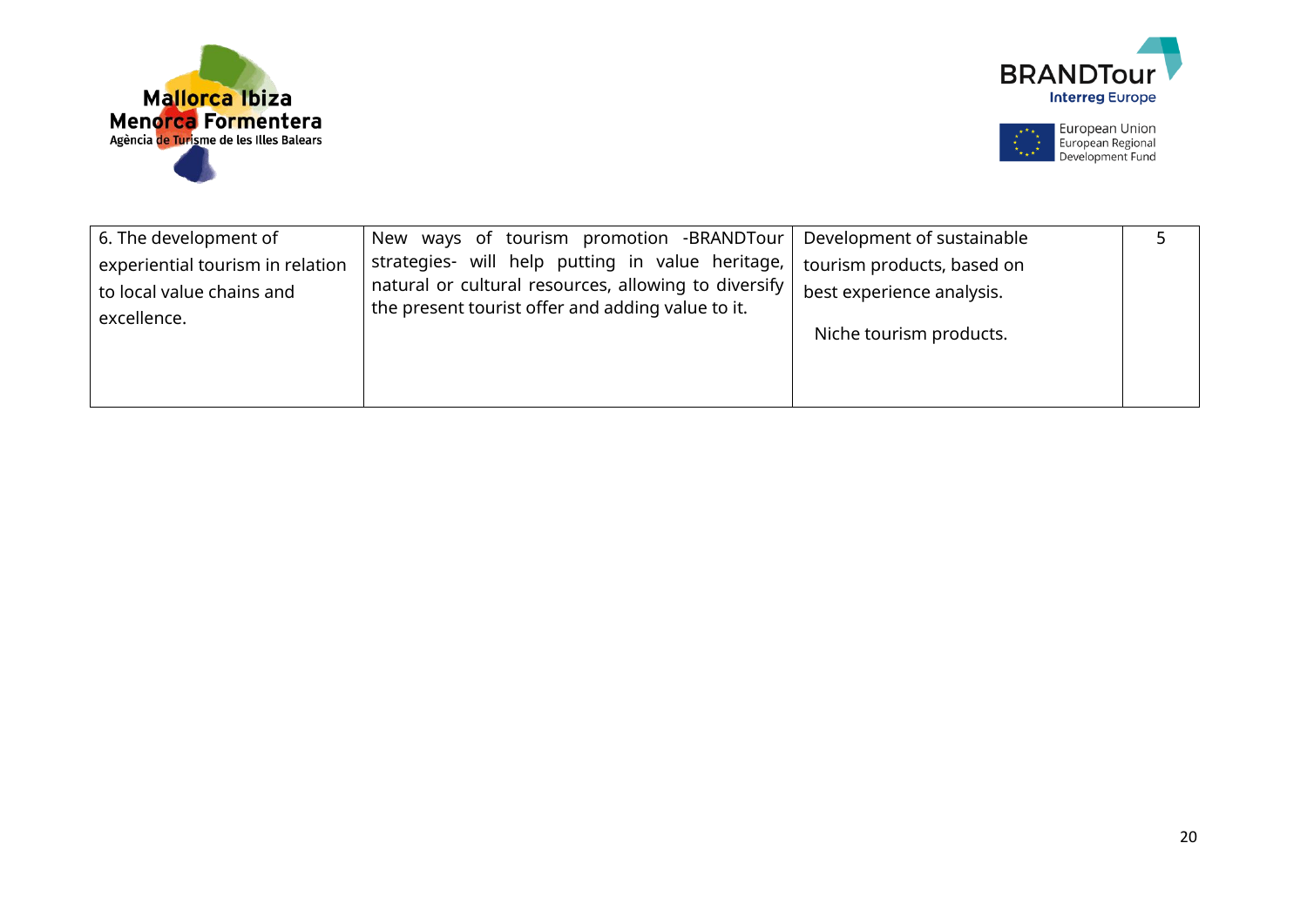| | | | |
|---|---|---|---|
| 6. The development of experiential tourism in relation to local value chains and excellence. | New ways of tourism promotion -BRANDTour strategies- will help putting in value heritage, natural or cultural resources, allowing to diversify the present tourist offer and adding value to it. | Development of sustainable tourism products, based on best experience analysis.<br><br>Niche tourism products. | 5 |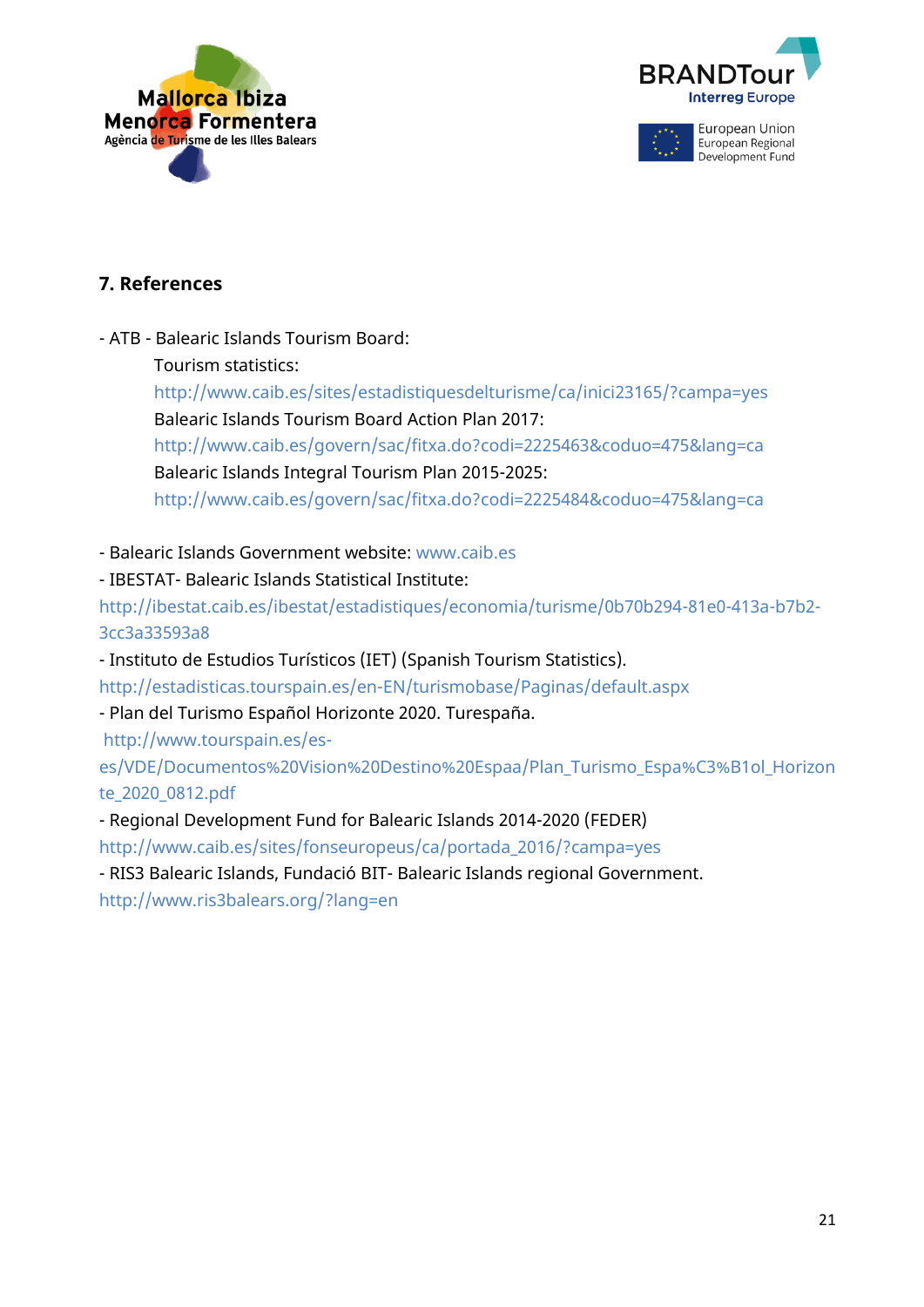## 7. References

- ATB - Balearic Islands Tourism Board:

  Tourism statistics:
  http://www.caib.es/sites/estadistiquesdelturisme/ca/inici23165/?campa=yes

  Balearic Islands Tourism Board Action Plan 2017:
  http://www.caib.es/govern/sac/fitxa.do?codi=2225463&coduo=475&lang=ca

  Balearic Islands Integral Tourism Plan 2015-2025:
  http://www.caib.es/govern/sac/fitxa.do?codi=2225484&coduo=475&lang=ca

- Balearic Islands Government website: www.caib.es
- IBESTAT- Balearic Islands Statistical Institute:
  http://ibestat.caib.es/ibestat/estadistiques/economia/turisme/0b70b294-81e0-413a-b7b2-3cc3a33593a8
- Instituto de Estudios Turísticos (IET) (Spanish Tourism Statistics).
  http://estadisticas.tourspain.es/en-EN/turismobase/Paginas/default.aspx
- Plan del Turismo Español Horizonte 2020. Turespaña.
  http://www.tourspain.es/es-es/VDE/Documentos%20Vision%20Destino%20Espaa/Plan_Turismo_Espa%C3%B1ol_Horizonte_2020_0812.pdf
- Regional Development Fund for Balearic Islands 2014-2020 (FEDER)
  http://www.caib.es/sites/fonseuropeus/ca/portada_2016/?campa=yes
- RIS3 Balearic Islands, Fundació BIT- Balearic Islands regional Government.
  http://www.ris3balears.org/?lang=en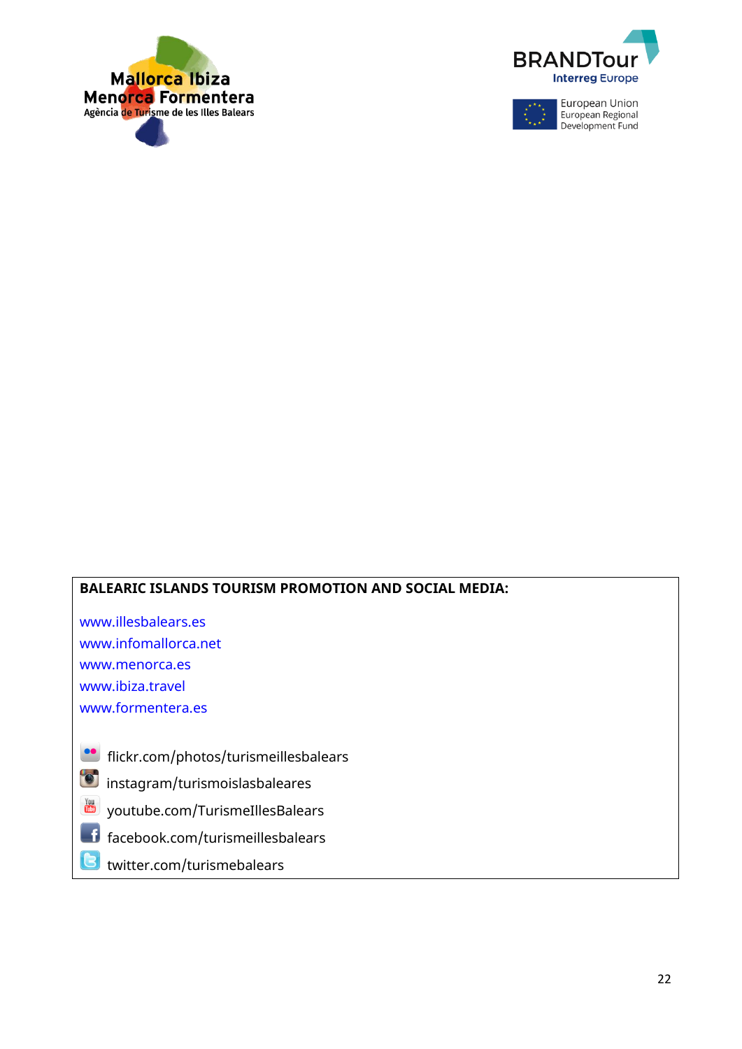**BALEARIC ISLANDS TOURISM PROMOTION AND SOCIAL MEDIA:**

www.illesbalears.es
www.infomallorca.net
www.menorca.es
www.ibiza.travel
www.formentera.es

flickr.com/photos/turismeillesbalears
instagram/turismoislasbaleares
youtube.com/TurismeIllesBalears
facebook.com/turismeillesbalears
twitter.com/turismebalears